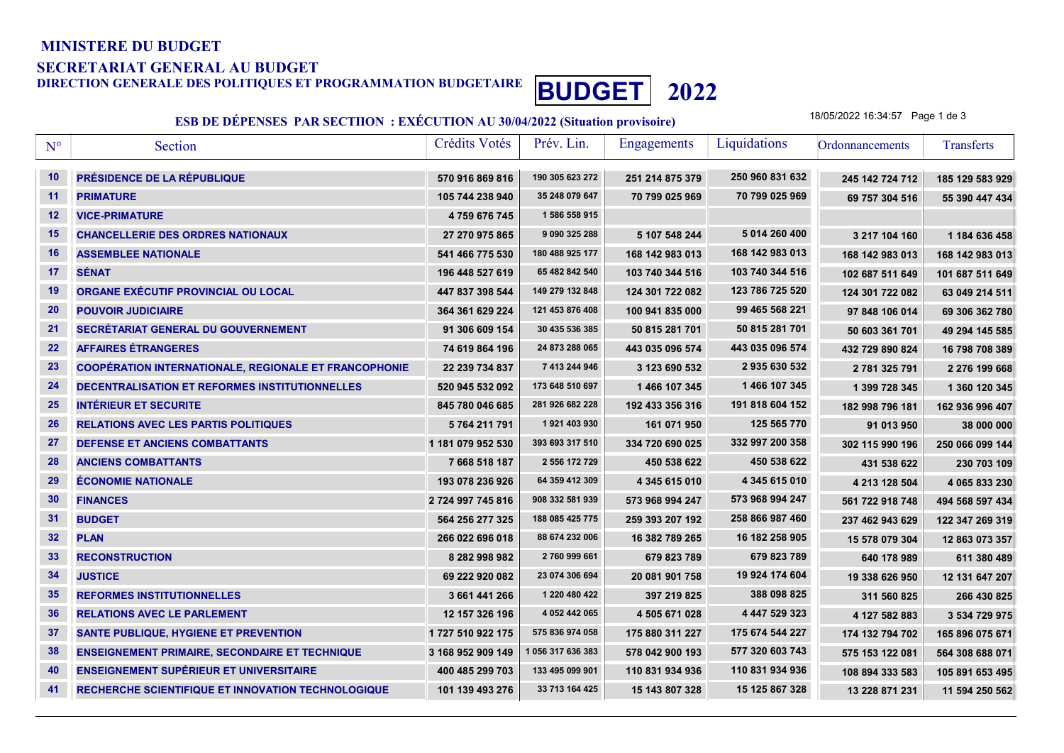**MINISTERE DU BUDGET**

**SECRETARIAT GENERAL AU BUDGET**

**DIRECTION GENERALE DES POLITIQUES ET PROGRAMMATION BUDGETAIRE**

# BUDGET 2022

## ESB DE DÉPENSES PAR SECTIION : EXÉCUTION AU 30/04/2022 (Situation provisoire)

18/05/2022 16:34:57

| N° | Section | Crédits Votés | Prév. Lin. | Engagements | Liquidations | Ordonnancements | Transferts |
|---|---|---|---|---|---|---|---|
| 10 | PRÉSIDENCE DE LA RÉPUBLIQUE | 570 916 869 816 | 190 305 623 272 | 251 214 875 379 | 250 960 831 632 | 245 142 724 712 | 185 129 583 929 |
| 11 | PRIMATURE | 105 744 238 940 | 35 248 079 647 | 70 799 025 969 | 70 799 025 969 | 69 757 304 516 | 55 390 447 434 |
| 12 | VICE-PRIMATURE | 4 759 676 745 | 1 586 558 915 | | | | |
| 15 | CHANCELLERIE DES ORDRES NATIONAUX | 27 270 975 865 | 9 090 325 288 | 5 107 548 244 | 5 014 260 400 | 3 217 104 160 | 1 184 636 458 |
| 16 | ASSEMBLEE NATIONALE | 541 466 775 530 | 180 488 925 177 | 168 142 983 013 | 168 142 983 013 | 168 142 983 013 | 168 142 983 013 |
| 17 | SÉNAT | 196 448 527 619 | 65 482 842 540 | 103 740 344 516 | 103 740 344 516 | 102 687 511 649 | 101 687 511 649 |
| 19 | ORGANE EXÉCUTIF PROVINCIAL OU LOCAL | 447 837 398 544 | 149 279 132 848 | 124 301 722 082 | 123 786 725 520 | 124 301 722 082 | 63 049 214 511 |
| 20 | POUVOIR JUDICIAIRE | 364 361 629 224 | 121 453 876 408 | 100 941 835 000 | 99 465 568 221 | 97 848 106 014 | 69 306 362 780 |
| 21 | SECRÉTARIAT GENERAL DU GOUVERNEMENT | 91 306 609 154 | 30 435 536 385 | 50 815 281 701 | 50 815 281 701 | 50 603 361 701 | 49 294 145 585 |
| 22 | AFFAIRES ÉTRANGERES | 74 619 864 196 | 24 873 288 065 | 443 035 096 574 | 443 035 096 574 | 432 729 890 824 | 16 798 708 389 |
| 23 | COOPÉRATION INTERNATIONALE, REGIONALE ET FRANCOPHONIE | 22 239 734 837 | 7 413 244 946 | 3 123 690 532 | 2 935 630 532 | 2 781 325 791 | 2 276 199 668 |
| 24 | DECENTRALISATION ET REFORMES INSTITUTIONNELLES | 520 945 532 092 | 173 648 510 697 | 1 466 107 345 | 1 466 107 345 | 1 399 728 345 | 1 360 120 345 |
| 25 | INTÉRIEUR ET SECURITE | 845 780 046 685 | 281 926 682 228 | 192 433 356 316 | 191 818 604 152 | 182 998 796 181 | 162 936 996 407 |
| 26 | RELATIONS AVEC LES PARTIS POLITIQUES | 5 764 211 791 | 1 921 403 930 | 161 071 950 | 125 565 770 | 91 013 950 | 38 000 000 |
| 27 | DEFENSE ET ANCIENS COMBATTANTS | 1 181 079 952 530 | 393 693 317 510 | 334 720 690 025 | 332 997 200 358 | 302 115 990 196 | 250 066 099 144 |
| 28 | ANCIENS COMBATTANTS | 7 668 518 187 | 2 556 172 729 | 450 538 622 | 450 538 622 | 431 538 622 | 230 703 109 |
| 29 | ÉCONOMIE NATIONALE | 193 078 236 926 | 64 359 412 309 | 4 345 615 010 | 4 345 615 010 | 4 213 128 504 | 4 065 833 230 |
| 30 | FINANCES | 2 724 997 745 816 | 908 332 581 939 | 573 968 994 247 | 573 968 994 247 | 561 722 918 748 | 494 568 597 434 |
| 31 | BUDGET | 564 256 277 325 | 188 085 425 775 | 259 393 207 192 | 258 866 987 460 | 237 462 943 629 | 122 347 269 319 |
| 32 | PLAN | 266 022 696 018 | 88 674 232 006 | 16 382 789 265 | 16 182 258 905 | 15 578 079 304 | 12 863 073 357 |
| 33 | RECONSTRUCTION | 8 282 998 982 | 2 760 999 661 | 679 823 789 | 679 823 789 | 640 178 989 | 611 380 489 |
| 34 | JUSTICE | 69 222 920 082 | 23 074 306 694 | 20 081 901 758 | 19 924 174 604 | 19 338 626 950 | 12 131 647 207 |
| 35 | REFORMES INSTITUTIONNELLES | 3 661 441 266 | 1 220 480 422 | 397 219 825 | 388 098 825 | 311 560 825 | 266 430 825 |
| 36 | RELATIONS AVEC LE PARLEMENT | 12 157 326 196 | 4 052 442 065 | 4 505 671 028 | 4 447 529 323 | 4 127 582 883 | 3 534 729 975 |
| 37 | SANTE PUBLIQUE, HYGIENE ET PREVENTION | 1 727 510 922 175 | 575 836 974 058 | 175 880 311 227 | 175 674 544 227 | 174 132 794 702 | 165 896 075 671 |
| 38 | ENSEIGNEMENT PRIMAIRE, SECONDAIRE ET TECHNIQUE | 3 168 952 909 149 | 1 056 317 636 383 | 578 042 900 193 | 577 320 603 743 | 575 153 122 081 | 564 308 688 071 |
| 40 | ENSEIGNEMENT SUPÉRIEUR ET UNIVERSITAIRE | 400 485 299 703 | 133 495 099 901 | 110 831 934 936 | 110 831 934 936 | 108 894 333 583 | 105 891 653 495 |
| 41 | RECHERCHE SCIENTIFIQUE ET INNOVATION TECHNOLOGIQUE | 101 139 493 276 | 33 713 164 425 | 15 143 807 328 | 15 125 867 328 | 13 228 871 231 | 11 594 250 562 |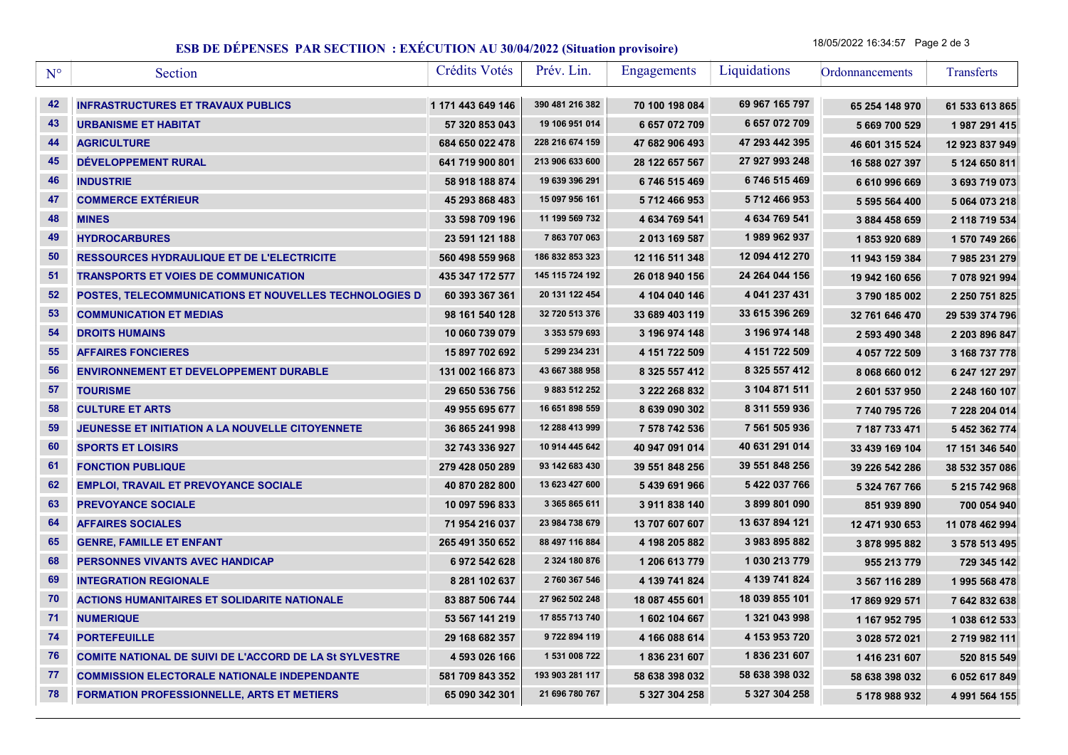## ESB DE DÉPENSES PAR SECTIION : EXÉCUTION AU 30/04/2022 (Situation provisoire)

18/05/2022 16:34:57

| N° | Section | Crédits Votés | Prév. Lin. | Engagements | Liquidations | Ordonnancements | Transferts |
|---|---|---|---|---|---|---|---|
| 42 | **INFRASTRUCTURES ET TRAVAUX PUBLICS** | 1 171 443 649 146 | 390 481 216 382 | 70 100 198 084 | 69 967 165 797 | 65 254 148 970 | 61 533 613 865 |
| 43 | **URBANISME ET HABITAT** | 57 320 853 043 | 19 106 951 014 | 6 657 072 709 | 6 657 072 709 | 5 669 700 529 | 1 987 291 415 |
| 44 | **AGRICULTURE** | 684 650 022 478 | 228 216 674 159 | 47 682 906 493 | 47 293 442 395 | 46 601 315 524 | 12 923 837 949 |
| 45 | **DÉVELOPPEMENT RURAL** | 641 719 900 801 | 213 906 633 600 | 28 122 657 567 | 27 927 993 248 | 16 588 027 397 | 5 124 650 811 |
| 46 | **INDUSTRIE** | 58 918 188 874 | 19 639 396 291 | 6 746 515 469 | 6 746 515 469 | 6 610 996 669 | 3 693 719 073 |
| 47 | **COMMERCE EXTÉRIEUR** | 45 293 868 483 | 15 097 956 161 | 5 712 466 953 | 5 712 466 953 | 5 595 564 400 | 5 064 073 218 |
| 48 | **MINES** | 33 598 709 196 | 11 199 569 732 | 4 634 769 541 | 4 634 769 541 | 3 884 458 659 | 2 118 719 534 |
| 49 | **HYDROCARBURES** | 23 591 121 188 | 7 863 707 063 | 2 013 169 587 | 1 989 962 937 | 1 853 920 689 | 1 570 749 266 |
| 50 | **RESSOURCES HYDRAULIQUE ET DE L'ELECTRICITE** | 560 498 559 968 | 186 832 853 323 | 12 116 511 348 | 12 094 412 270 | 11 943 159 384 | 7 985 231 279 |
| 51 | **TRANSPORTS ET VOIES DE COMMUNICATION** | 435 347 172 577 | 145 115 724 192 | 26 018 940 156 | 24 264 044 156 | 19 942 160 656 | 7 078 921 994 |
| 52 | **POSTES, TELECOMMUNICATIONS ET NOUVELLES TECHNOLOGIES D** | 60 393 367 361 | 20 131 122 454 | 4 104 040 146 | 4 041 237 431 | 3 790 185 002 | 2 250 751 825 |
| 53 | **COMMUNICATION ET MEDIAS** | 98 161 540 128 | 32 720 513 376 | 33 689 403 119 | 33 615 396 269 | 32 761 646 470 | 29 539 374 796 |
| 54 | **DROITS HUMAINS** | 10 060 739 079 | 3 353 579 693 | 3 196 974 148 | 3 196 974 148 | 2 593 490 348 | 2 203 896 847 |
| 55 | **AFFAIRES FONCIERES** | 15 897 702 692 | 5 299 234 231 | 4 151 722 509 | 4 151 722 509 | 4 057 722 509 | 3 168 737 778 |
| 56 | **ENVIRONNEMENT ET DEVELOPPEMENT DURABLE** | 131 002 166 873 | 43 667 388 958 | 8 325 557 412 | 8 325 557 412 | 8 068 660 012 | 6 247 127 297 |
| 57 | **TOURISME** | 29 650 536 756 | 9 883 512 252 | 3 222 268 832 | 3 104 871 511 | 2 601 537 950 | 2 248 160 107 |
| 58 | **CULTURE ET ARTS** | 49 955 695 677 | 16 651 898 559 | 8 639 090 302 | 8 311 559 936 | 7 740 795 726 | 7 228 204 014 |
| 59 | **JEUNESSE ET INITIATION A LA NOUVELLE CITOYENNETE** | 36 865 241 998 | 12 288 413 999 | 7 578 742 536 | 7 561 505 936 | 7 187 733 471 | 5 452 362 774 |
| 60 | **SPORTS ET LOISIRS** | 32 743 336 927 | 10 914 445 642 | 40 947 091 014 | 40 631 291 014 | 33 439 169 104 | 17 151 346 540 |
| 61 | **FONCTION PUBLIQUE** | 279 428 050 289 | 93 142 683 430 | 39 551 848 256 | 39 551 848 256 | 39 226 542 286 | 38 532 357 086 |
| 62 | **EMPLOI, TRAVAIL ET PREVOYANCE SOCIALE** | 40 870 282 800 | 13 623 427 600 | 5 439 691 966 | 5 422 037 766 | 5 324 767 766 | 5 215 742 968 |
| 63 | **PREVOYANCE SOCIALE** | 10 097 596 833 | 3 365 865 611 | 3 911 838 140 | 3 899 801 090 | 851 939 890 | 700 054 940 |
| 64 | **AFFAIRES SOCIALES** | 71 954 216 037 | 23 984 738 679 | 13 707 607 607 | 13 637 894 121 | 12 471 930 653 | 11 078 462 994 |
| 65 | **GENRE, FAMILLE ET ENFANT** | 265 491 350 652 | 88 497 116 884 | 4 198 205 882 | 3 983 895 882 | 3 878 995 882 | 3 578 513 495 |
| 68 | **PERSONNES VIVANTS AVEC HANDICAP** | 6 972 542 628 | 2 324 180 876 | 1 206 613 779 | 1 030 213 779 | 955 213 779 | 729 345 142 |
| 69 | **INTEGRATION REGIONALE** | 8 281 102 637 | 2 760 367 546 | 4 139 741 824 | 4 139 741 824 | 3 567 116 289 | 1 995 568 478 |
| 70 | **ACTIONS HUMANITAIRES ET SOLIDARITE NATIONALE** | 83 887 506 744 | 27 962 502 248 | 18 087 455 601 | 18 039 855 101 | 17 869 929 571 | 7 642 832 638 |
| 71 | **NUMERIQUE** | 53 567 141 219 | 17 855 713 740 | 1 602 104 667 | 1 321 043 998 | 1 167 952 795 | 1 038 612 533 |
| 74 | **PORTEFEUILLE** | 29 168 682 357 | 9 722 894 119 | 4 166 088 614 | 4 153 953 720 | 3 028 572 021 | 2 719 982 111 |
| 76 | **COMITE NATIONAL DE SUIVI DE L'ACCORD DE LA St SYLVESTRE** | 4 593 026 166 | 1 531 008 722 | 1 836 231 607 | 1 836 231 607 | 1 416 231 607 | 520 815 549 |
| 77 | **COMMISSION ELECTORALE NATIONALE INDEPENDANTE** | 581 709 843 352 | 193 903 281 117 | 58 638 398 032 | 58 638 398 032 | 58 638 398 032 | 6 052 617 849 |
| 78 | **FORMATION PROFESSIONNELLE, ARTS ET METIERS** | 65 090 342 301 | 21 696 780 767 | 5 327 304 258 | 5 327 304 258 | 5 178 988 932 | 4 991 564 155 |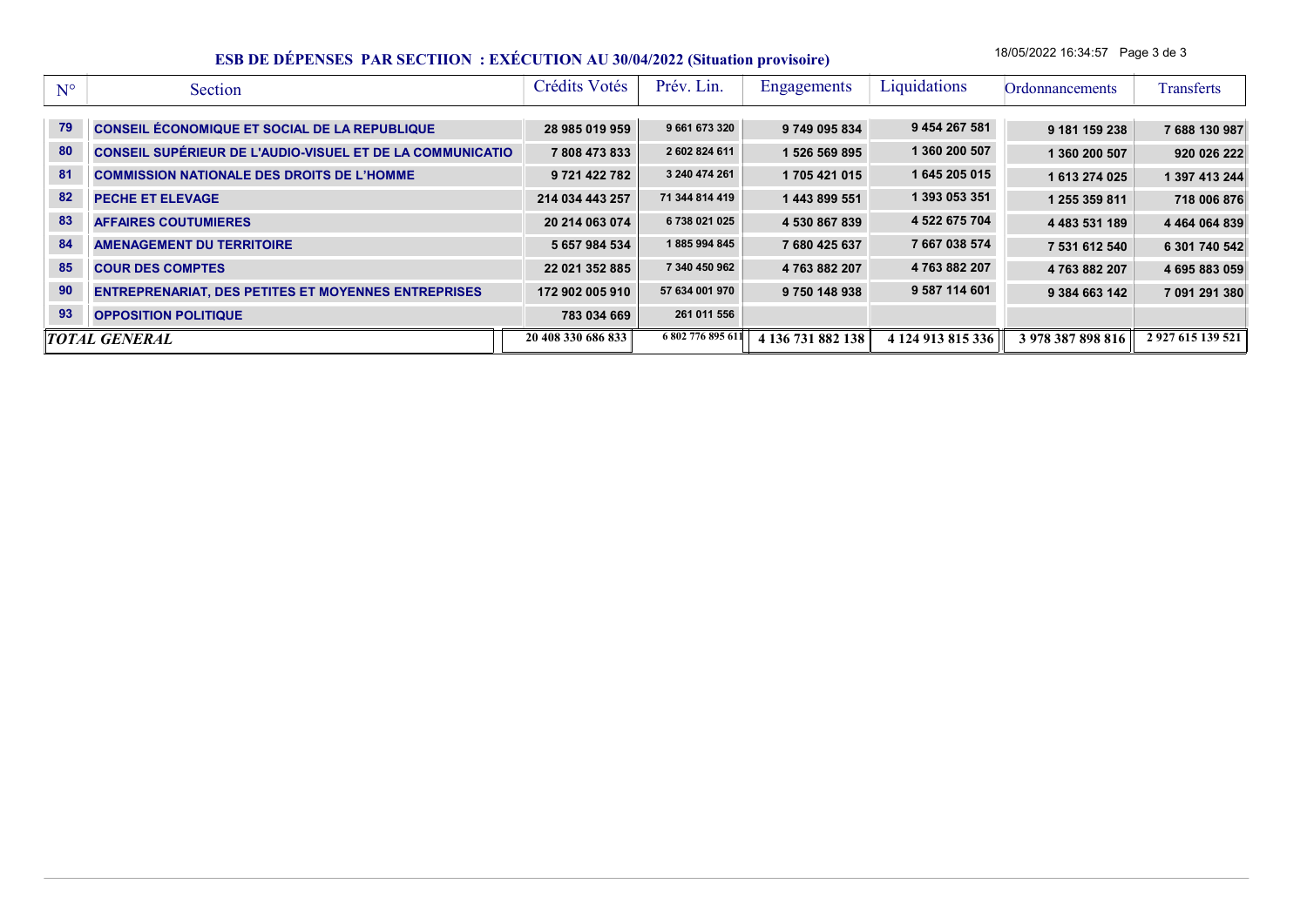# ESB DE DÉPENSES PAR SECTIION : EXÉCUTION AU 30/04/2022 (Situation provisoire)

18/05/2022 16:34:57

| N° | Section | Crédits Votés | Prév. Lin. | Engagements | Liquidations | Ordonnancements | Transferts |
|---|---|---|---|---|---|---|---|
| 79 | **CONSEIL ÉCONOMIQUE ET SOCIAL DE LA REPUBLIQUE** | 28 985 019 959 | 9 661 673 320 | 9 749 095 834 | 9 454 267 581 | 9 181 159 238 | 7 688 130 987 |
| 80 | **CONSEIL SUPÉRIEUR DE L'AUDIO-VISUEL ET DE LA COMMUNICATIO** | 7 808 473 833 | 2 602 824 611 | 1 526 569 895 | 1 360 200 507 | 1 360 200 507 | 920 026 222 |
| 81 | **COMMISSION NATIONALE DES DROITS DE L'HOMME** | 9 721 422 782 | 3 240 474 261 | 1 705 421 015 | 1 645 205 015 | 1 613 274 025 | 1 397 413 244 |
| 82 | **PECHE ET ELEVAGE** | 214 034 443 257 | 71 344 814 419 | 1 443 899 551 | 1 393 053 351 | 1 255 359 811 | 718 006 876 |
| 83 | **AFFAIRES COUTUMIERES** | 20 214 063 074 | 6 738 021 025 | 4 530 867 839 | 4 522 675 704 | 4 483 531 189 | 4 464 064 839 |
| 84 | **AMENAGEMENT DU TERRITOIRE** | 5 657 984 534 | 1 885 994 845 | 7 680 425 637 | 7 667 038 574 | 7 531 612 540 | 6 301 740 542 |
| 85 | **COUR DES COMPTES** | 22 021 352 885 | 7 340 450 962 | 4 763 882 207 | 4 763 882 207 | 4 763 882 207 | 4 695 883 059 |
| 90 | **ENTREPRENARIAT, DES PETITES ET MOYENNES ENTREPRISES** | 172 902 005 910 | 57 634 001 970 | 9 750 148 938 | 9 587 114 601 | 9 384 663 142 | 7 091 291 380 |
| 93 | **OPPOSITION POLITIQUE** | 783 034 669 | 261 011 556 | | | | |
| ***TOTAL GENERAL*** | | 20 408 330 686 833 | 6 802 776 895 611 | 4 136 731 882 138 | 4 124 913 815 336 | 3 978 387 898 816 | 2 927 615 139 521 |